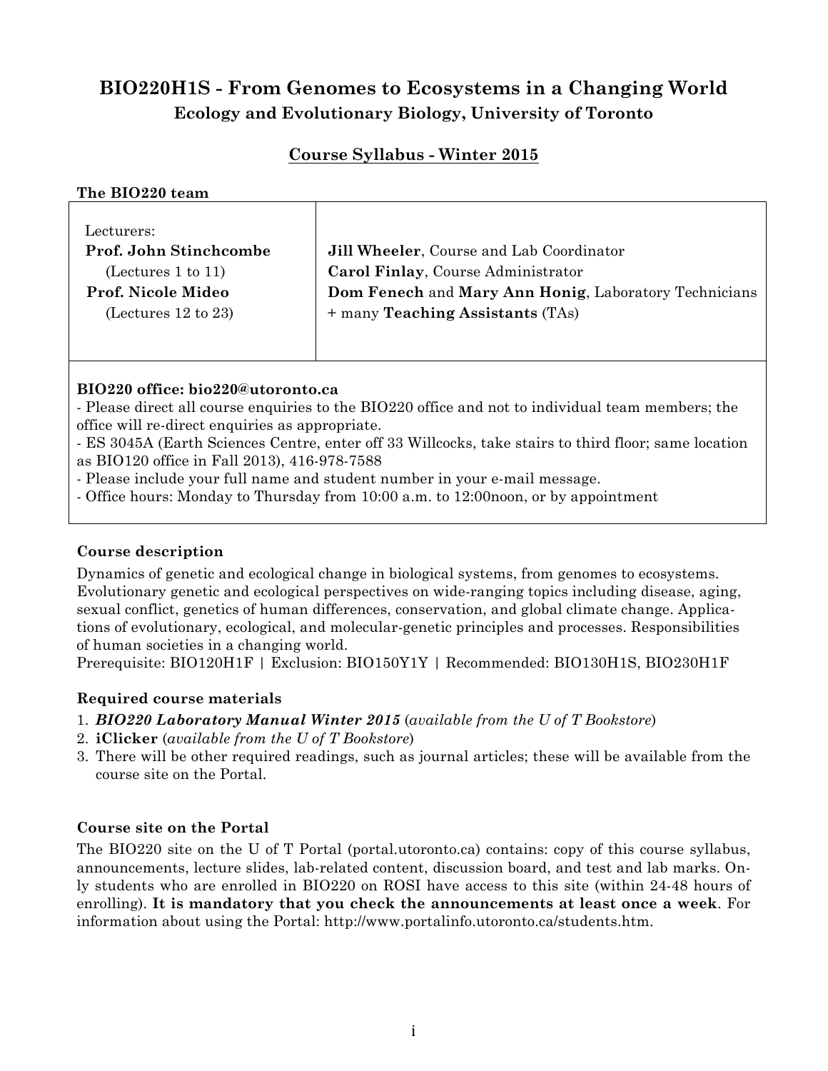# BIO220H1S - From Genomes to Ecosystems in a Changing World

## Ecology and Evolutionary Biology, University of Toronto

### Course Syllabus - Winter 2015

**The BIO220 team**

| Lecturers: | |
|---|---|
| **Prof. John Stinchcombe** (Lectures 1 to 11) | **Jill Wheeler**, Course and Lab Coordinator |
| **Prof. Nicole Mideo** (Lectures 12 to 23) | **Carol Finlay**, Course Administrator |
| | **Dom Fenech** and **Mary Ann Honig**, Laboratory Technicians |
| | + many **Teaching Assistants** (TAs) |

**BIO220 office: bio220@utoronto.ca**

- Please direct all course enquiries to the BIO220 office and not to individual team members; the office will re-direct enquiries as appropriate.
- ES 3045A (Earth Sciences Centre, enter off 33 Willcocks, take stairs to third floor; same location as BIO120 office in Fall 2013), 416-978-7588
- Please include your full name and student number in your e-mail message.
- Office hours: Monday to Thursday from 10:00 a.m. to 12:00noon, or by appointment

### Course description

Dynamics of genetic and ecological change in biological systems, from genomes to ecosystems. Evolutionary genetic and ecological perspectives on wide-ranging topics including disease, aging, sexual conflict, genetics of human differences, conservation, and global climate change. Applications of evolutionary, ecological, and molecular-genetic principles and processes. Responsibilities of human societies in a changing world.

Prerequisite: BIO120H1F | Exclusion: BIO150Y1Y | Recommended: BIO130H1S, BIO230H1F

### Required course materials

1. ***BIO220 Laboratory Manual Winter 2015*** (*available from the U of T Bookstore*)
2. **iClicker** (*available from the U of T Bookstore*)
3. There will be other required readings, such as journal articles; these will be available from the course site on the Portal.

### Course site on the Portal

The BIO220 site on the U of T Portal (portal.utoronto.ca) contains: copy of this course syllabus, announcements, lecture slides, lab-related content, discussion board, and test and lab marks. Only students who are enrolled in BIO220 on ROSI have access to this site (within 24-48 hours of enrolling). **It is mandatory that you check the announcements at least once a week**. For information about using the Portal: http://www.portalinfo.utoronto.ca/students.htm.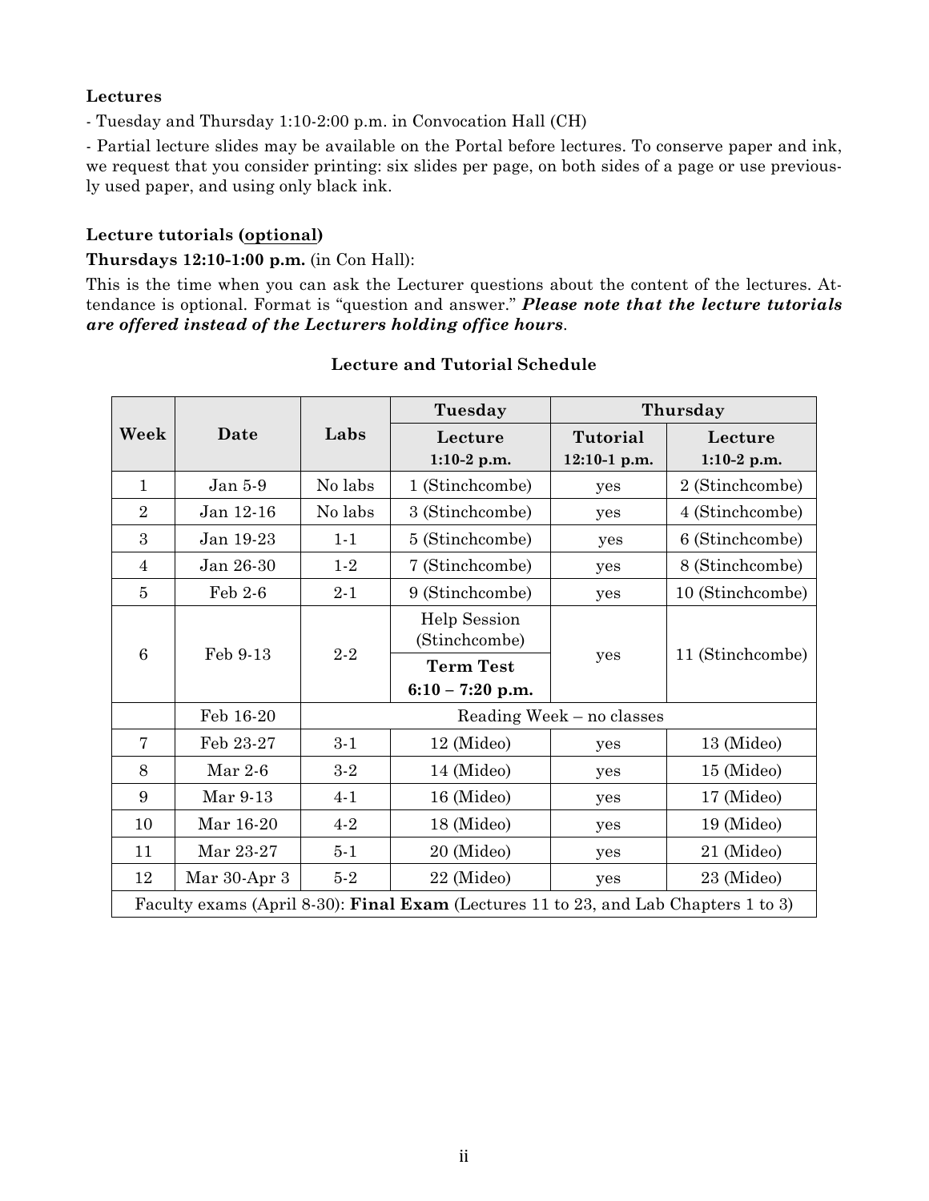**Lectures**

- Tuesday and Thursday 1:10-2:00 p.m. in Convocation Hall (CH)

- Partial lecture slides may be available on the Portal before lectures. To conserve paper and ink, we request that you consider printing: six slides per page, on both sides of a page or use previously used paper, and using only black ink.

**Lecture tutorials (optional)**

**Thursdays 12:10-1:00 p.m.** (in Con Hall):

This is the time when you can ask the Lecturer questions about the content of the lectures. Attendance is optional. Format is "question and answer." ***Please note that the lecture tutorials are offered instead of the Lecturers holding office hours***.

**Lecture and Tutorial Schedule**

| Week | Date | Labs | Tuesday | Thursday | |
|---|---|---|---|---|---|
| | | | **Lecture 1:10-2 p.m.** | **Tutorial 12:10-1 p.m.** | **Lecture 1:10-2 p.m.** |
| 1 | Jan 5-9 | No labs | 1 (Stinchcombe) | yes | 2 (Stinchcombe) |
| 2 | Jan 12-16 | No labs | 3 (Stinchcombe) | yes | 4 (Stinchcombe) |
| 3 | Jan 19-23 | 1-1 | 5 (Stinchcombe) | yes | 6 (Stinchcombe) |
| 4 | Jan 26-30 | 1-2 | 7 (Stinchcombe) | yes | 8 (Stinchcombe) |
| 5 | Feb 2-6 | 2-1 | 9 (Stinchcombe) | yes | 10 (Stinchcombe) |
| 6 | Feb 9-13 | 2-2 | Help Session (Stinchcombe)<br>**Term Test 6:10 – 7:20 p.m.** | yes | 11 (Stinchcombe) |
| | Feb 16-20 | Reading Week – no classes | | | |
| 7 | Feb 23-27 | 3-1 | 12 (Mideo) | yes | 13 (Mideo) |
| 8 | Mar 2-6 | 3-2 | 14 (Mideo) | yes | 15 (Mideo) |
| 9 | Mar 9-13 | 4-1 | 16 (Mideo) | yes | 17 (Mideo) |
| 10 | Mar 16-20 | 4-2 | 18 (Mideo) | yes | 19 (Mideo) |
| 11 | Mar 23-27 | 5-1 | 20 (Mideo) | yes | 21 (Mideo) |
| 12 | Mar 30-Apr 3 | 5-2 | 22 (Mideo) | yes | 23 (Mideo) |
| Faculty exams (April 8-30): **Final Exam** (Lectures 11 to 23, and Lab Chapters 1 to 3) | | | | | |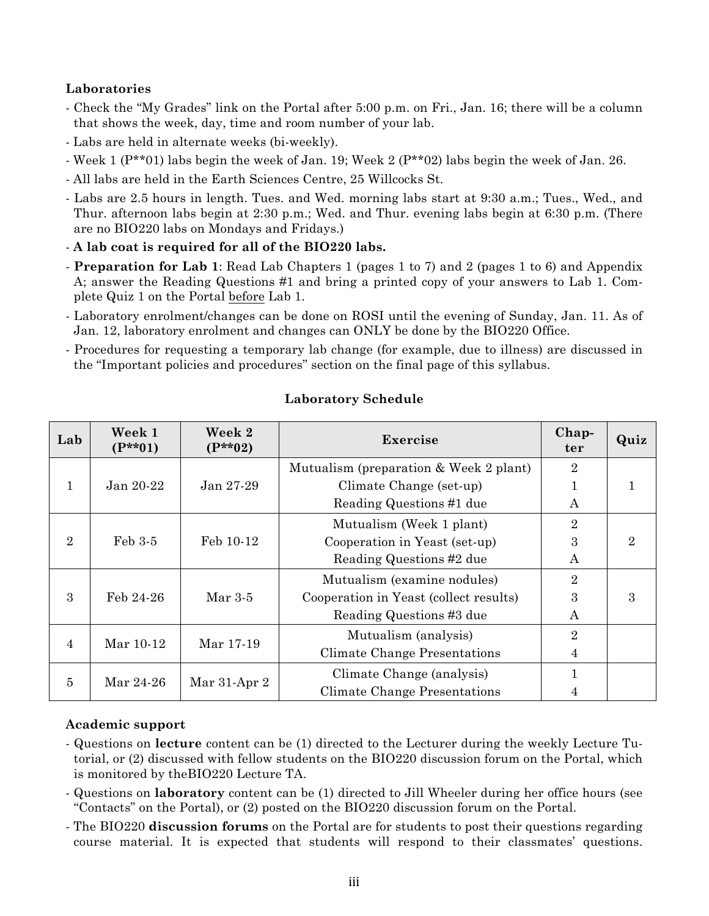**Laboratories**

- Check the "My Grades" link on the Portal after 5:00 p.m. on Fri., Jan. 16; there will be a column that shows the week, day, time and room number of your lab.
- Labs are held in alternate weeks (bi-weekly).
- Week 1 (P**01) labs begin the week of Jan. 19; Week 2 (P**02) labs begin the week of Jan. 26.
- All labs are held in the Earth Sciences Centre, 25 Willcocks St.
- Labs are 2.5 hours in length. Tues. and Wed. morning labs start at 9:30 a.m.; Tues., Wed., and Thur. afternoon labs begin at 2:30 p.m.; Wed. and Thur. evening labs begin at 6:30 p.m. (There are no BIO220 labs on Mondays and Fridays.)
- **A lab coat is required for all of the BIO220 labs.**
- **Preparation for Lab 1**: Read Lab Chapters 1 (pages 1 to 7) and 2 (pages 1 to 6) and Appendix A; answer the Reading Questions #1 and bring a printed copy of your answers to Lab 1. Complete Quiz 1 on the Portal before Lab 1.
- Laboratory enrolment/changes can be done on ROSI until the evening of Sunday, Jan. 11. As of Jan. 12, laboratory enrolment and changes can ONLY be done by the BIO220 Office.
- Procedures for requesting a temporary lab change (for example, due to illness) are discussed in the "Important policies and procedures" section on the final page of this syllabus.

**Laboratory Schedule**

| Lab | Week 1 (P**01) | Week 2 (P**02) | Exercise | Chapter | Quiz |
|---|---|---|---|---|---|
| 1 | Jan 20-22 | Jan 27-29 | Mutualism (preparation & Week 2 plant) | 2 | 1 |
| | | | Climate Change (set-up) | 1 | |
| | | | Reading Questions #1 due | A | |
| 2 | Feb 3-5 | Feb 10-12 | Mutualism (Week 1 plant) | 2 | 2 |
| | | | Cooperation in Yeast (set-up) | 3 | |
| | | | Reading Questions #2 due | A | |
| 3 | Feb 24-26 | Mar 3-5 | Mutualism (examine nodules) | 2 | 3 |
| | | | Cooperation in Yeast (collect results) | 3 | |
| | | | Reading Questions #3 due | A | |
| 4 | Mar 10-12 | Mar 17-19 | Mutualism (analysis) | 2 | |
| | | | Climate Change Presentations | 4 | |
| 5 | Mar 24-26 | Mar 31-Apr 2 | Climate Change (analysis) | 1 | |
| | | | Climate Change Presentations | 4 | |

**Academic support**

- Questions on **lecture** content can be (1) directed to the Lecturer during the weekly Lecture Tutorial, or (2) discussed with fellow students on the BIO220 discussion forum on the Portal, which is monitored by theBIO220 Lecture TA.
- Questions on **laboratory** content can be (1) directed to Jill Wheeler during her office hours (see "Contacts" on the Portal), or (2) posted on the BIO220 discussion forum on the Portal.
- The BIO220 **discussion forums** on the Portal are for students to post their questions regarding course material. It is expected that students will respond to their classmates' questions.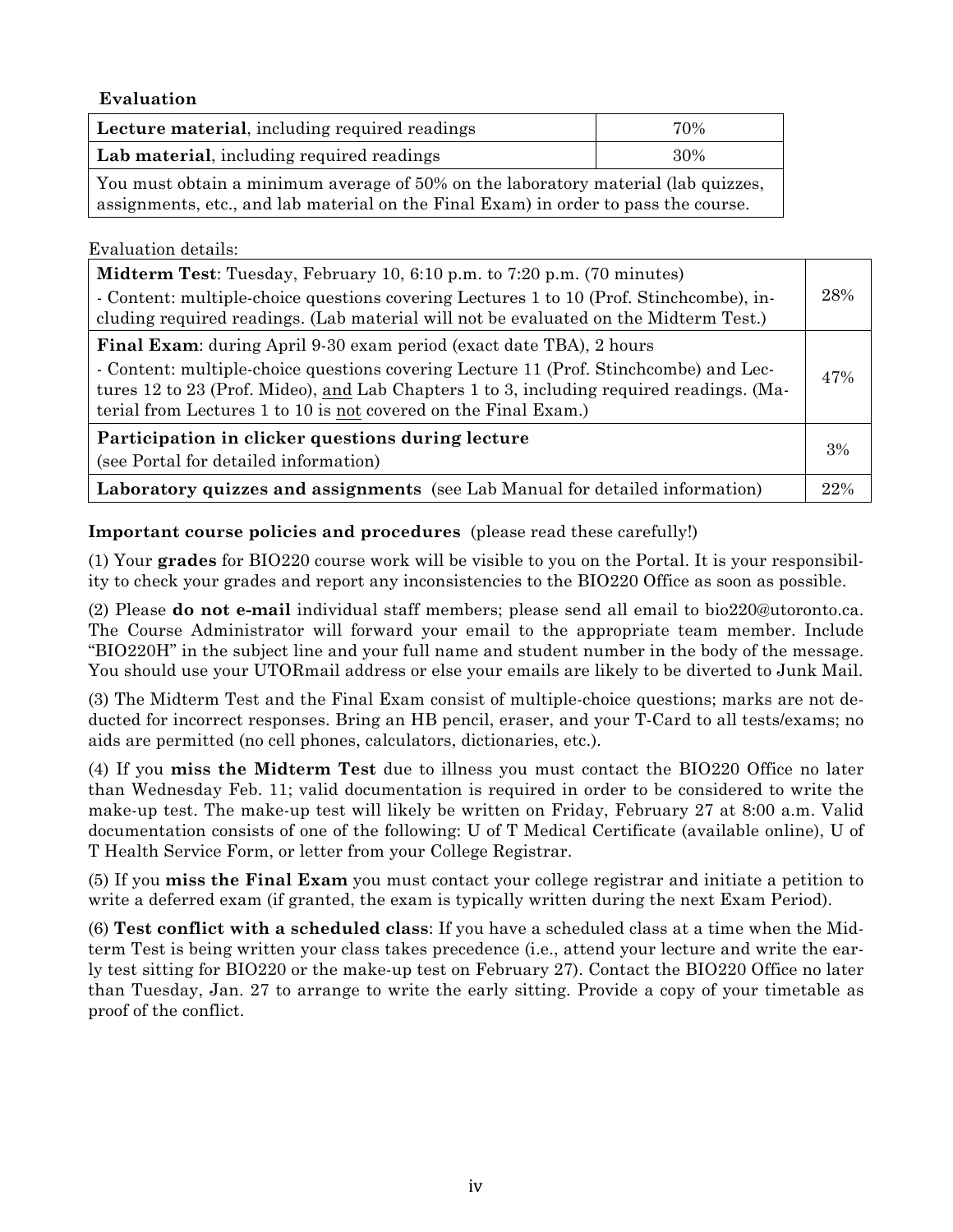**Evaluation**

| **Lecture material**, including required readings | 70% |
| --- | --- |
| **Lab material**, including required readings | 30% |
| You must obtain a minimum average of 50% on the laboratory material (lab quizzes, assignments, etc., and lab material on the Final Exam) in order to pass the course. | |

Evaluation details:

| Item | Weight |
| --- | --- |
| **Midterm Test**: Tuesday, February 10, 6:10 p.m. to 7:20 p.m. (70 minutes)<br>- Content: multiple-choice questions covering Lectures 1 to 10 (Prof. Stinchcombe), including required readings. (Lab material will not be evaluated on the Midterm Test.) | 28% |
| **Final Exam**: during April 9-30 exam period (exact date TBA), 2 hours<br>- Content: multiple-choice questions covering Lecture 11 (Prof. Stinchcombe) and Lectures 12 to 23 (Prof. Mideo), and Lab Chapters 1 to 3, including required readings. (Material from Lectures 1 to 10 is not covered on the Final Exam.) | 47% |
| **Participation in clicker questions during lecture**<br>(see Portal for detailed information) | 3% |
| **Laboratory quizzes and assignments** (see Lab Manual for detailed information) | 22% |

**Important course policies and procedures** (please read these carefully!)

(1) Your **grades** for BIO220 course work will be visible to you on the Portal. It is your responsibility to check your grades and report any inconsistencies to the BIO220 Office as soon as possible.

(2) Please **do not e-mail** individual staff members; please send all email to bio220@utoronto.ca. The Course Administrator will forward your email to the appropriate team member. Include "BIO220H" in the subject line and your full name and student number in the body of the message. You should use your UTORmail address or else your emails are likely to be diverted to Junk Mail.

(3) The Midterm Test and the Final Exam consist of multiple-choice questions; marks are not deducted for incorrect responses. Bring an HB pencil, eraser, and your T-Card to all tests/exams; no aids are permitted (no cell phones, calculators, dictionaries, etc.).

(4) If you **miss the Midterm Test** due to illness you must contact the BIO220 Office no later than Wednesday Feb. 11; valid documentation is required in order to be considered to write the make-up test. The make-up test will likely be written on Friday, February 27 at 8:00 a.m. Valid documentation consists of one of the following: U of T Medical Certificate (available online), U of T Health Service Form, or letter from your College Registrar.

(5) If you **miss the Final Exam** you must contact your college registrar and initiate a petition to write a deferred exam (if granted, the exam is typically written during the next Exam Period).

(6) **Test conflict with a scheduled class**: If you have a scheduled class at a time when the Midterm Test is being written your class takes precedence (i.e., attend your lecture and write the early test sitting for BIO220 or the make-up test on February 27). Contact the BIO220 Office no later than Tuesday, Jan. 27 to arrange to write the early sitting. Provide a copy of your timetable as proof of the conflict.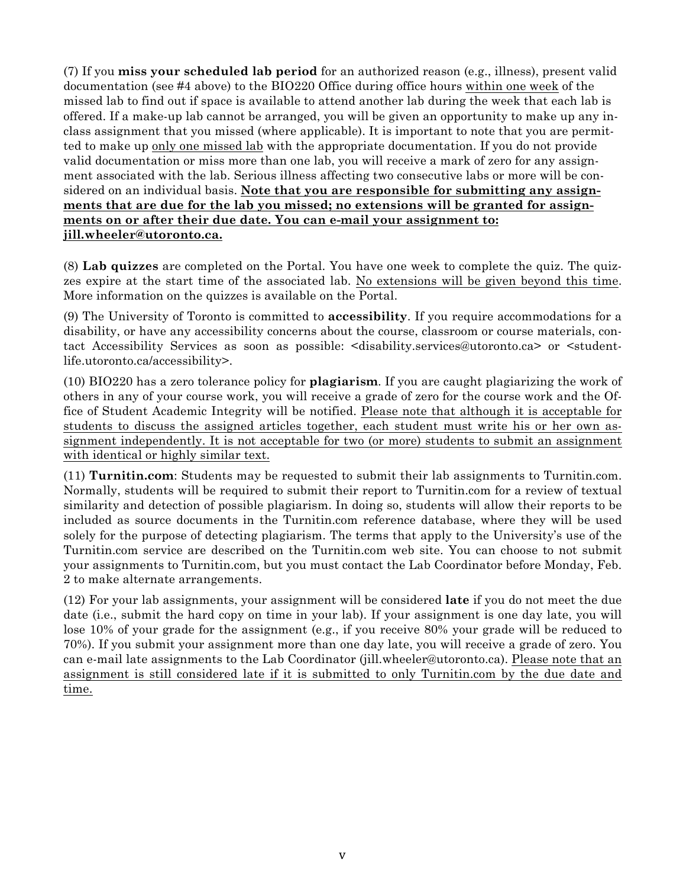(7) If you **miss your scheduled lab period** for an authorized reason (e.g., illness), present valid documentation (see #4 above) to the BIO220 Office during office hours within one week of the missed lab to find out if space is available to attend another lab during the week that each lab is offered. If a make-up lab cannot be arranged, you will be given an opportunity to make up any in-class assignment that you missed (where applicable). It is important to note that you are permitted to make up only one missed lab with the appropriate documentation. If you do not provide valid documentation or miss more than one lab, you will receive a mark of zero for any assignment associated with the lab. Serious illness affecting two consecutive labs or more will be considered on an individual basis. **Note that you are responsible for submitting any assignments that are due for the lab you missed; no extensions will be granted for assignments on or after their due date. You can e-mail your assignment to: jill.wheeler@utoronto.ca.**

(8) **Lab quizzes** are completed on the Portal. You have one week to complete the quiz. The quizzes expire at the start time of the associated lab. No extensions will be given beyond this time. More information on the quizzes is available on the Portal.

(9) The University of Toronto is committed to **accessibility**. If you require accommodations for a disability, or have any accessibility concerns about the course, classroom or course materials, contact Accessibility Services as soon as possible: <disability.services@utoronto.ca> or <studentlife.utoronto.ca/accessibility>.

(10) BIO220 has a zero tolerance policy for **plagiarism**. If you are caught plagiarizing the work of others in any of your course work, you will receive a grade of zero for the course work and the Office of Student Academic Integrity will be notified. Please note that although it is acceptable for students to discuss the assigned articles together, each student must write his or her own assignment independently. It is not acceptable for two (or more) students to submit an assignment with identical or highly similar text.

(11) **Turnitin.com**: Students may be requested to submit their lab assignments to Turnitin.com. Normally, students will be required to submit their report to Turnitin.com for a review of textual similarity and detection of possible plagiarism. In doing so, students will allow their reports to be included as source documents in the Turnitin.com reference database, where they will be used solely for the purpose of detecting plagiarism. The terms that apply to the University's use of the Turnitin.com service are described on the Turnitin.com web site. You can choose to not submit your assignments to Turnitin.com, but you must contact the Lab Coordinator before Monday, Feb. 2 to make alternate arrangements.

(12) For your lab assignments, your assignment will be considered **late** if you do not meet the due date (i.e., submit the hard copy on time in your lab). If your assignment is one day late, you will lose 10% of your grade for the assignment (e.g., if you receive 80% your grade will be reduced to 70%). If you submit your assignment more than one day late, you will receive a grade of zero. You can e-mail late assignments to the Lab Coordinator (jill.wheeler@utoronto.ca). Please note that an assignment is still considered late if it is submitted to only Turnitin.com by the due date and time.